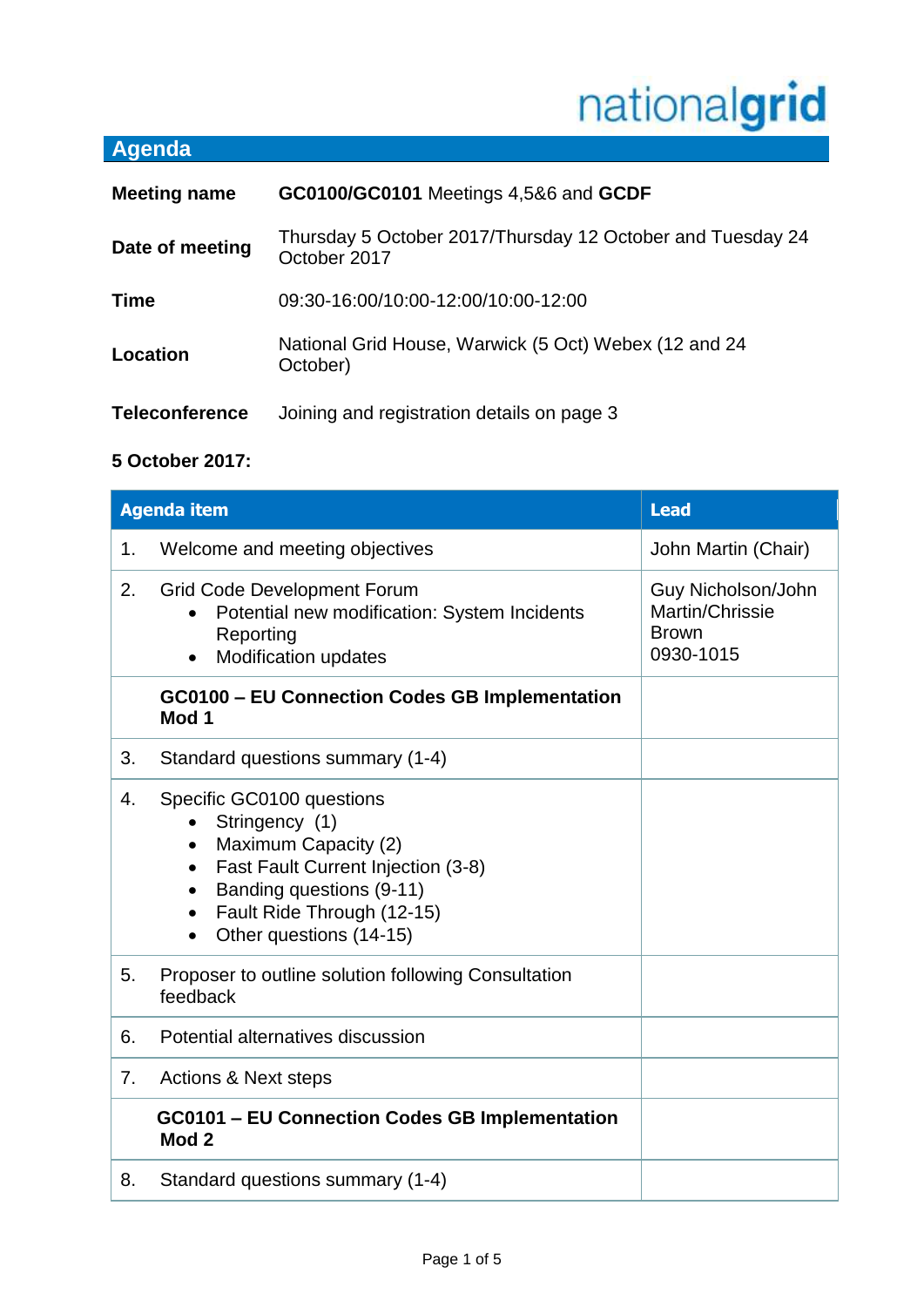nationalgrid

## Agenda

| | |
|---|---|
| **Meeting name** | **GC0100/GC0101** Meetings 4,5&6 and **GCDF** |
| **Date of meeting** | Thursday 5 October 2017/Thursday 12 October and Tuesday 24 October 2017 |
| **Time** | 09:30-16:00/10:00-12:00/10:00-12:00 |
| **Location** | National Grid House, Warwick (5 Oct) Webex (12 and 24 October) |
| **Teleconference** | Joining and registration details on page 3 |

**5 October 2017:**

| Agenda item | Lead |
|---|---|
| 1. Welcome and meeting objectives | John Martin (Chair) |
| 2. Grid Code Development Forum<br>• Potential new modification: System Incidents Reporting<br>• Modification updates | Guy Nicholson/John Martin/Chrissie Brown<br>0930-1015 |
| **GC0100 – EU Connection Codes GB Implementation Mod 1** | |
| 3. Standard questions summary (1-4) | |
| 4. Specific GC0100 questions<br>• Stringency (1)<br>• Maximum Capacity (2)<br>• Fast Fault Current Injection (3-8)<br>• Banding questions (9-11)<br>• Fault Ride Through (12-15)<br>• Other questions (14-15) | |
| 5. Proposer to outline solution following Consultation feedback | |
| 6. Potential alternatives discussion | |
| 7. Actions & Next steps | |
| **GC0101 – EU Connection Codes GB Implementation Mod 2** | |
| 8. Standard questions summary (1-4) | |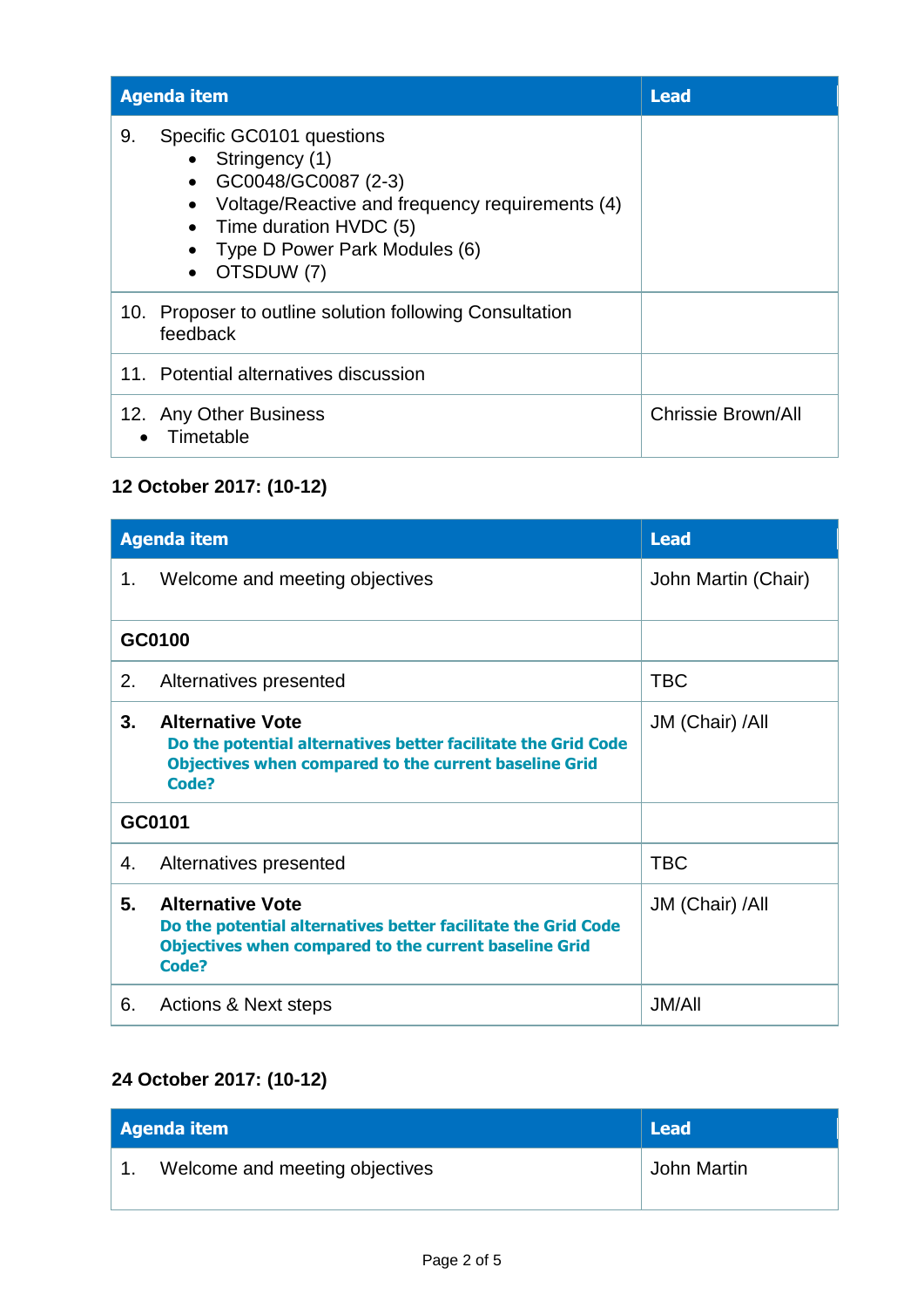| Agenda item | Lead |
|---|---|
| 9. Specific GC0101 questions<br>• Stringency (1)<br>• GC0048/GC0087 (2-3)<br>• Voltage/Reactive and frequency requirements (4)<br>• Time duration HVDC (5)<br>• Type D Power Park Modules (6)<br>• OTSDUW (7) | |
| 10. Proposer to outline solution following Consultation feedback | |
| 11. Potential alternatives discussion | |
| 12. Any Other Business<br>• Timetable | Chrissie Brown/All |

**12 October 2017: (10-12)**

| Agenda item | Lead |
|---|---|
| 1. Welcome and meeting objectives | John Martin (Chair) |
| **GC0100** | |
| 2. Alternatives presented | TBC |
| **3. Alternative Vote**<br>**Do the potential alternatives better facilitate the Grid Code Objectives when compared to the current baseline Grid Code?** | JM (Chair) /All |
| **GC0101** | |
| 4. Alternatives presented | TBC |
| **5. Alternative Vote**<br>**Do the potential alternatives better facilitate the Grid Code Objectives when compared to the current baseline Grid Code?** | JM (Chair) /All |
| 6. Actions & Next steps | JM/All |

**24 October 2017: (10-12)**

| Agenda item | Lead |
|---|---|
| 1. Welcome and meeting objectives | John Martin |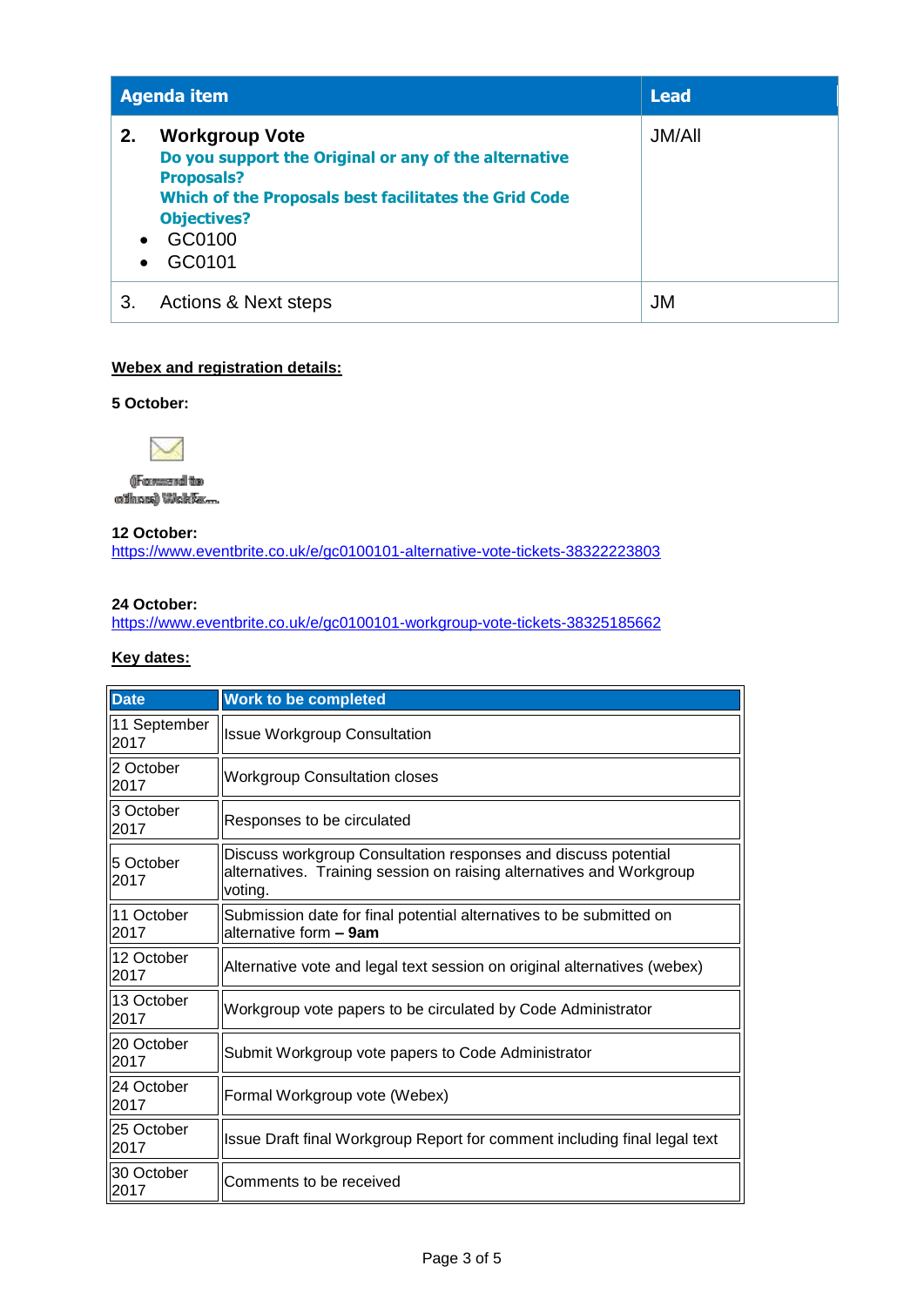| Agenda item | Lead |
|---|---|
| **2. Workgroup Vote** **Do you support the Original or any of the alternative Proposals?** **Which of the Proposals best facilitates the Grid Code Objectives?** • GC0100 • GC0101 | JM/All |
| 3. Actions & Next steps | JM |

**Webex and registration details:**

**5 October:**

(Forward to others) WebEx...

**12 October:**
https://www.eventbrite.co.uk/e/gc0100101-alternative-vote-tickets-38322223803

**24 October:**
https://www.eventbrite.co.uk/e/gc0100101-workgroup-vote-tickets-38325185662

**Key dates:**

| Date | Work to be completed |
|---|---|
| 11 September 2017 | Issue Workgroup Consultation |
| 2 October 2017 | Workgroup Consultation closes |
| 3 October 2017 | Responses to be circulated |
| 5 October 2017 | Discuss workgroup Consultation responses and discuss potential alternatives. Training session on raising alternatives and Workgroup voting. |
| 11 October 2017 | Submission date for final potential alternatives to be submitted on alternative form **– 9am** |
| 12 October 2017 | Alternative vote and legal text session on original alternatives (webex) |
| 13 October 2017 | Workgroup vote papers to be circulated by Code Administrator |
| 20 October 2017 | Submit Workgroup vote papers to Code Administrator |
| 24 October 2017 | Formal Workgroup vote (Webex) |
| 25 October 2017 | Issue Draft final Workgroup Report for comment including final legal text |
| 30 October 2017 | Comments to be received |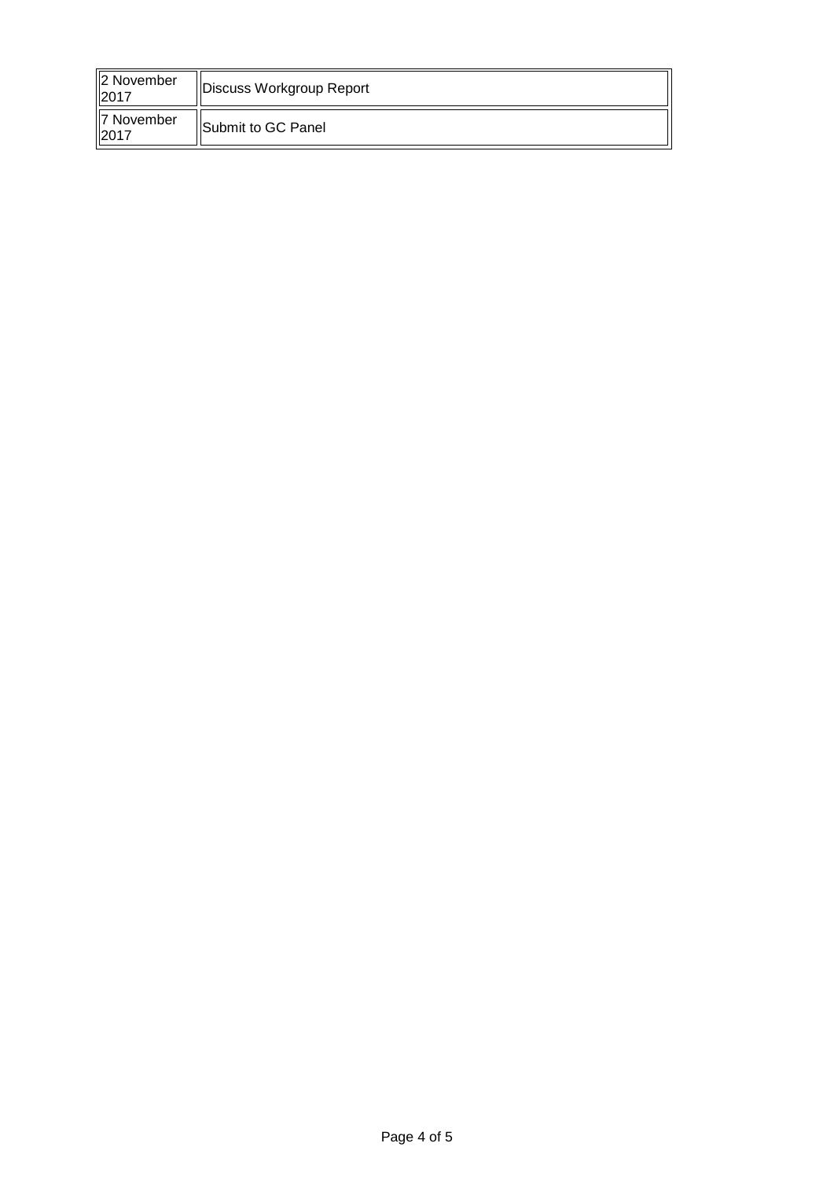| | |
|---|---|
| 2 November 2017 | Discuss Workgroup Report |
| 7 November 2017 | Submit to GC Panel |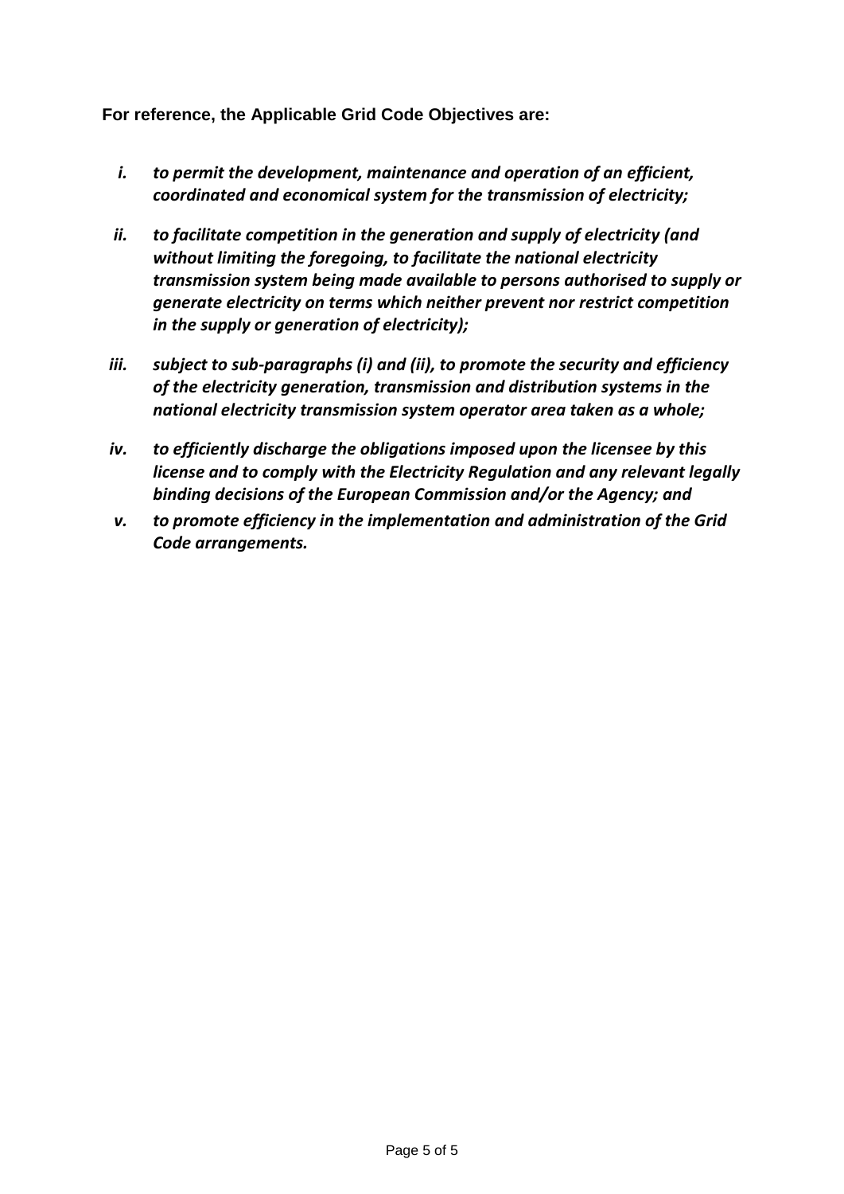**For reference, the Applicable Grid Code Objectives are:**

1. ***to permit the development, maintenance and operation of an efficient, coordinated and economical system for the transmission of electricity;***
2. ***to facilitate competition in the generation and supply of electricity (and without limiting the foregoing, to facilitate the national electricity transmission system being made available to persons authorised to supply or generate electricity on terms which neither prevent nor restrict competition in the supply or generation of electricity);***
3. ***subject to sub-paragraphs (i) and (ii), to promote the security and efficiency of the electricity generation, transmission and distribution systems in the national electricity transmission system operator area taken as a whole;***
4. ***to efficiently discharge the obligations imposed upon the licensee by this license and to comply with the Electricity Regulation and any relevant legally binding decisions of the European Commission and/or the Agency; and***
5. ***to promote efficiency in the implementation and administration of the Grid Code arrangements.***